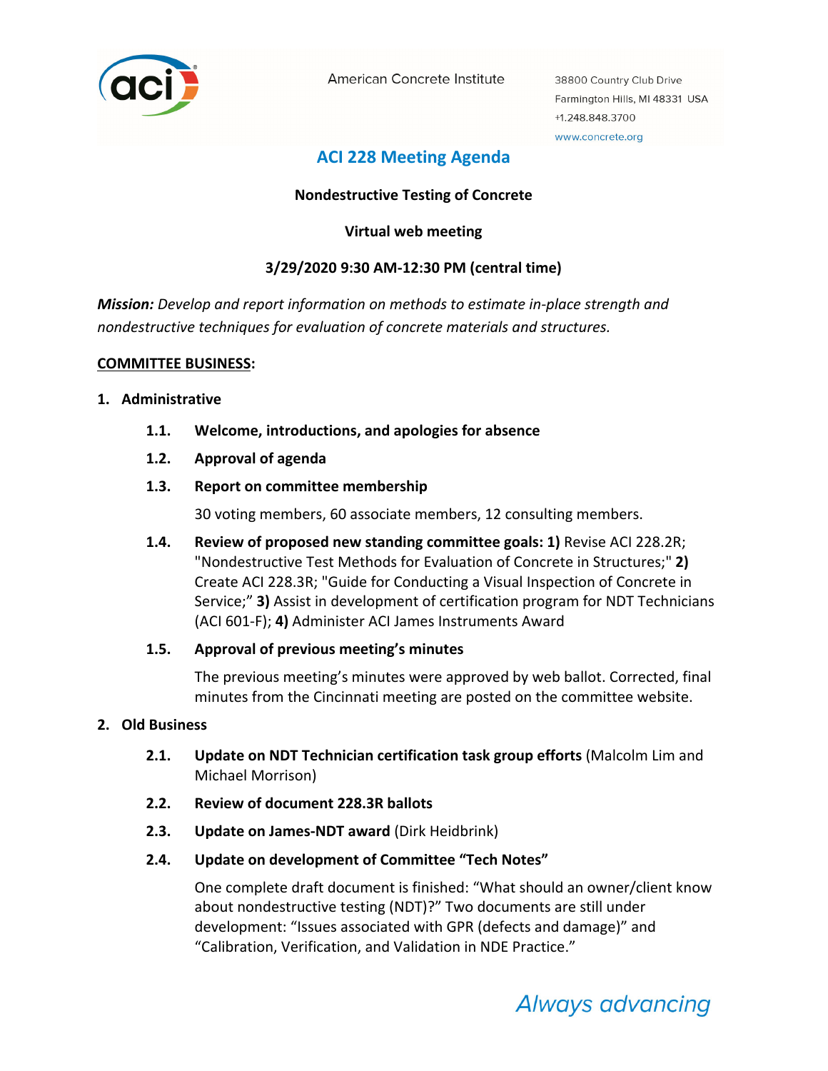American Concrete Institute

38800 Country Club Drive
Farmington Hills, MI 48331 USA
+1.248.848.3700
www.concrete.org

# ACI 228 Meeting Agenda

**Nondestructive Testing of Concrete**

**Virtual web meeting**

**3/29/2020 9:30 AM-12:30 PM (central time)**

***Mission:*** *Develop and report information on methods to estimate in-place strength and nondestructive techniques for evaluation of concrete materials and structures.*

**COMMITTEE BUSINESS:**

## 1. Administrative

**1.1. Welcome, introductions, and apologies for absence**

**1.2. Approval of agenda**

**1.3. Report on committee membership**

30 voting members, 60 associate members, 12 consulting members.

**1.4. Review of proposed new standing committee goals: 1)** Revise ACI 228.2R; "Nondestructive Test Methods for Evaluation of Concrete in Structures;" **2)** Create ACI 228.3R; "Guide for Conducting a Visual Inspection of Concrete in Service;" **3)** Assist in development of certification program for NDT Technicians (ACI 601-F); **4)** Administer ACI James Instruments Award

**1.5. Approval of previous meeting's minutes**

The previous meeting's minutes were approved by web ballot. Corrected, final minutes from the Cincinnati meeting are posted on the committee website.

## 2. Old Business

**2.1. Update on NDT Technician certification task group efforts** (Malcolm Lim and Michael Morrison)

**2.2. Review of document 228.3R ballots**

**2.3. Update on James-NDT award** (Dirk Heidbrink)

**2.4. Update on development of Committee "Tech Notes"**

One complete draft document is finished: "What should an owner/client know about nondestructive testing (NDT)?" Two documents are still under development: "Issues associated with GPR (defects and damage)" and "Calibration, Verification, and Validation in NDE Practice."

*Always advancing*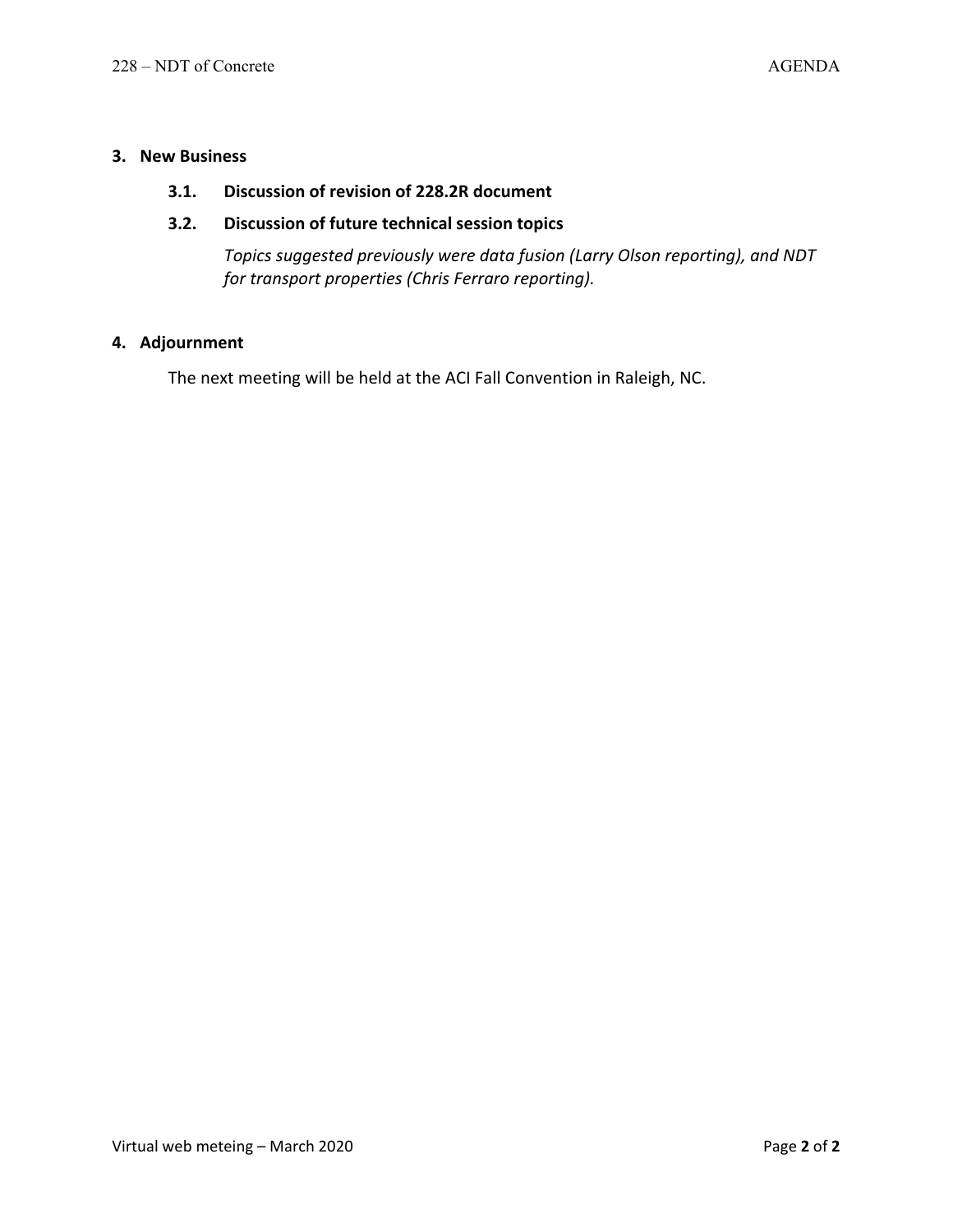## 3. New Business

### 3.1. Discussion of revision of 228.2R document

### 3.2. Discussion of future technical session topics

*Topics suggested previously were data fusion (Larry Olson reporting), and NDT for transport properties (Chris Ferraro reporting).*

## 4. Adjournment

The next meeting will be held at the ACI Fall Convention in Raleigh, NC.